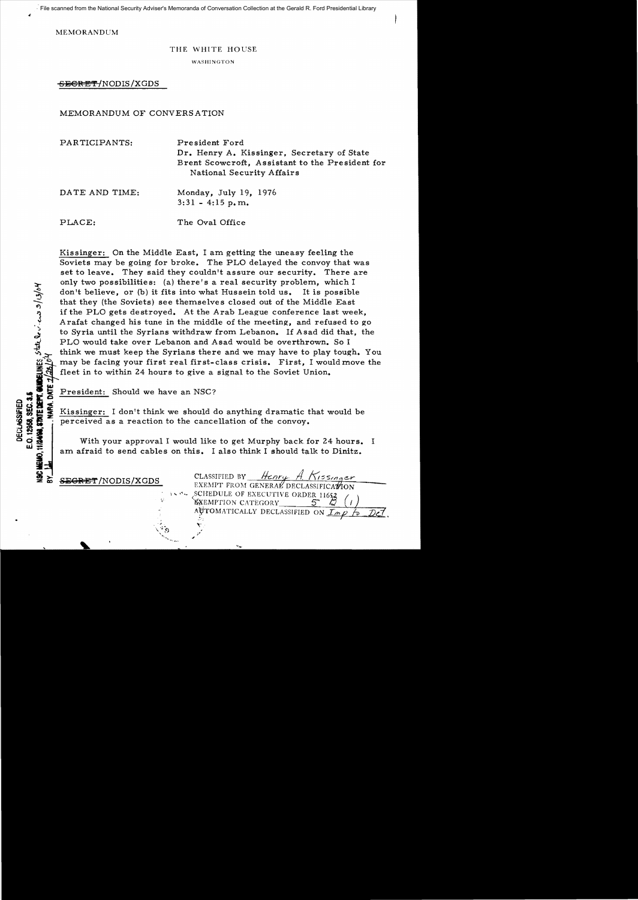File scanned from the National Security Adviser's Memoranda of Conversation Collection at the Gerald R. Ford Presidential Library

MEMORANDUM

THE WHITE HOUSE

WASHINGTON

~~SECRET~~/NODIS/XGDS

MEMORANDUM OF CONVERSATION

PARTICIPANTS: President Ford
Dr. Henry A. Kissinger, Secretary of State
Brent Scowcroft, Assistant to the President for National Security Affairs

DATE AND TIME: Monday, July 19, 1976
3:31 - 4:15 p.m.

PLACE: The Oval Office

Kissinger: On the Middle East, I am getting the uneasy feeling the Soviets may be going for broke. The PLO delayed the convoy that was set to leave. They said they couldn't assure our security. There are only two possibilities: (a) there's a real security problem, which I don't believe, or (b) it fits into what Hussein told us. It is possible that they (the Soviets) see themselves closed out of the Middle East if the PLO gets destroyed. At the Arab League conference last week, Arafat changed his tune in the middle of the meeting, and refused to go to Syria until the Syrians withdraw from Lebanon. If Asad did that, the PLO would take over Lebanon and Asad would be overthrown. So I think we must keep the Syrians there and we may have to play tough. You may be facing your first real first-class crisis. First, I would move the fleet in to within 24 hours to give a signal to the Soviet Union.

President: Should we have an NSC?

Kissinger: I don't think we should do anything dramatic that would be perceived as a reaction to the cancellation of the convoy.

With your approval I would like to get Murphy back for 24 hours. I am afraid to send cables on this. I also think I should talk to Dinitz.

DECLASSIFIED
E.O. 12958, SEC. 3.5
NSC MEMO, 11/24/98, STATE DEPT. GUIDELINES State Rev. 3/13/04
BY ___, NARA, DATE 7/23/04

~~SECRET~~/NODIS/XGDS

CLASSIFIED BY Henry A. Kissinger
EXEMPT FROM GENERAL DECLASSIFICATION
SCHEDULE OF EXECUTIVE ORDER 11652
EXEMPTION CATEGORY 5 B (1)
AUTOMATICALLY DECLASSIFIED ON Imp to Det.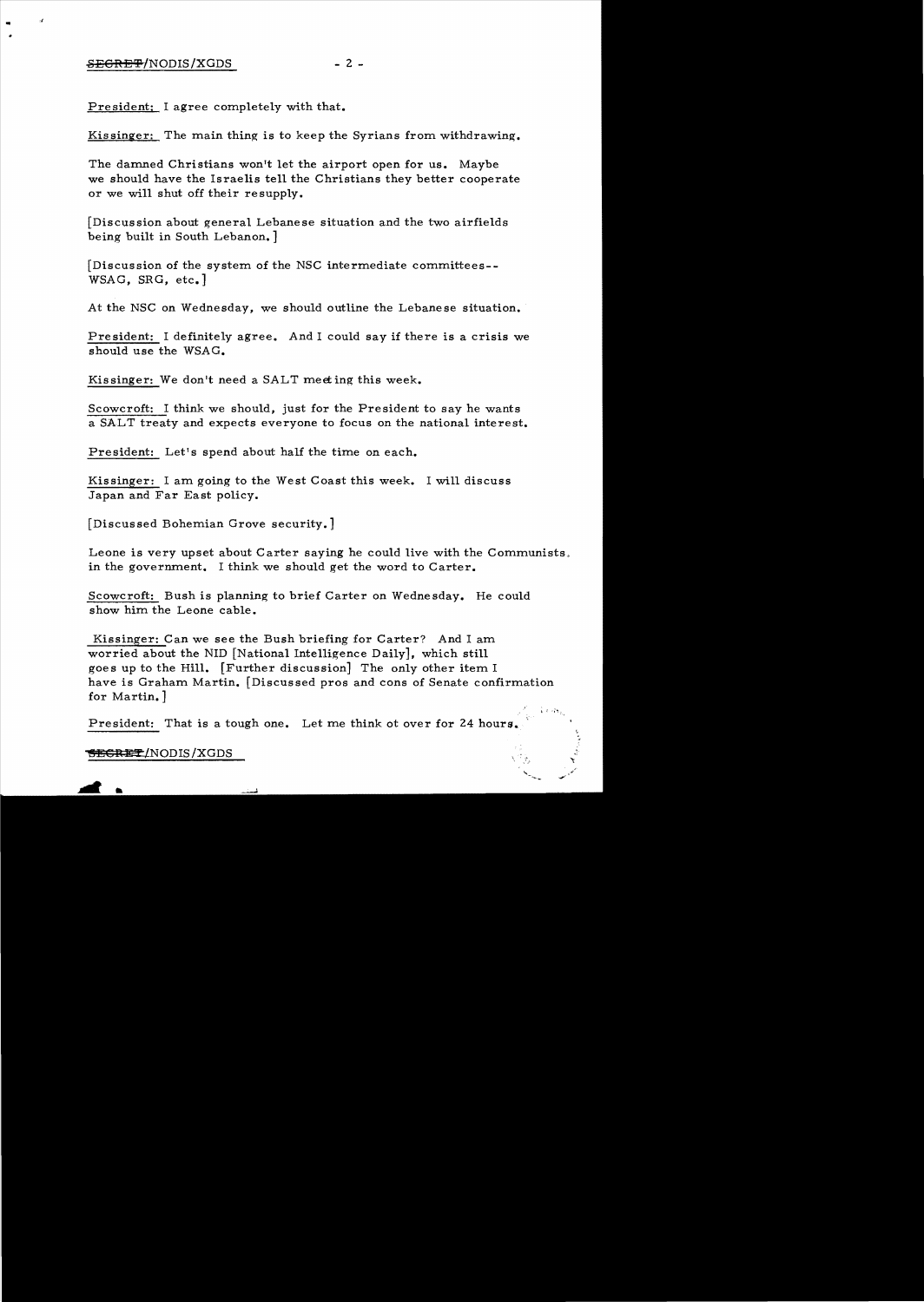President: I agree completely with that.

Kissinger: The main thing is to keep the Syrians from withdrawing.

The damned Christians won't let the airport open for us. Maybe we should have the Israelis tell the Christians they better cooperate or we will shut off their resupply.

[Discussion about general Lebanese situation and the two airfields being built in South Lebanon.]

[Discussion of the system of the NSC intermediate committees-- WSAG, SRG, etc.]

At the NSC on Wednesday, we should outline the Lebanese situation.

President: I definitely agree. And I could say if there is a crisis we should use the WSAG.

Kissinger: We don't need a SALT meeting this week.

Scowcroft: I think we should, just for the President to say he wants a SALT treaty and expects everyone to focus on the national interest.

President: Let's spend about half the time on each.

Kissinger: I am going to the West Coast this week. I will discuss Japan and Far East policy.

[Discussed Bohemian Grove security.]

Leone is very upset about Carter saying he could live with the Communists in the government. I think we should get the word to Carter.

Scowcroft: Bush is planning to brief Carter on Wednesday. He could show him the Leone cable.

Kissinger: Can we see the Bush briefing for Carter? And I am worried about the NID [National Intelligence Daily], which still goes up to the Hill. [Further discussion] The only other item I have is Graham Martin. [Discussed pros and cons of Senate confirmation for Martin.]

President: That is a tough one. Let me think ot over for 24 hours.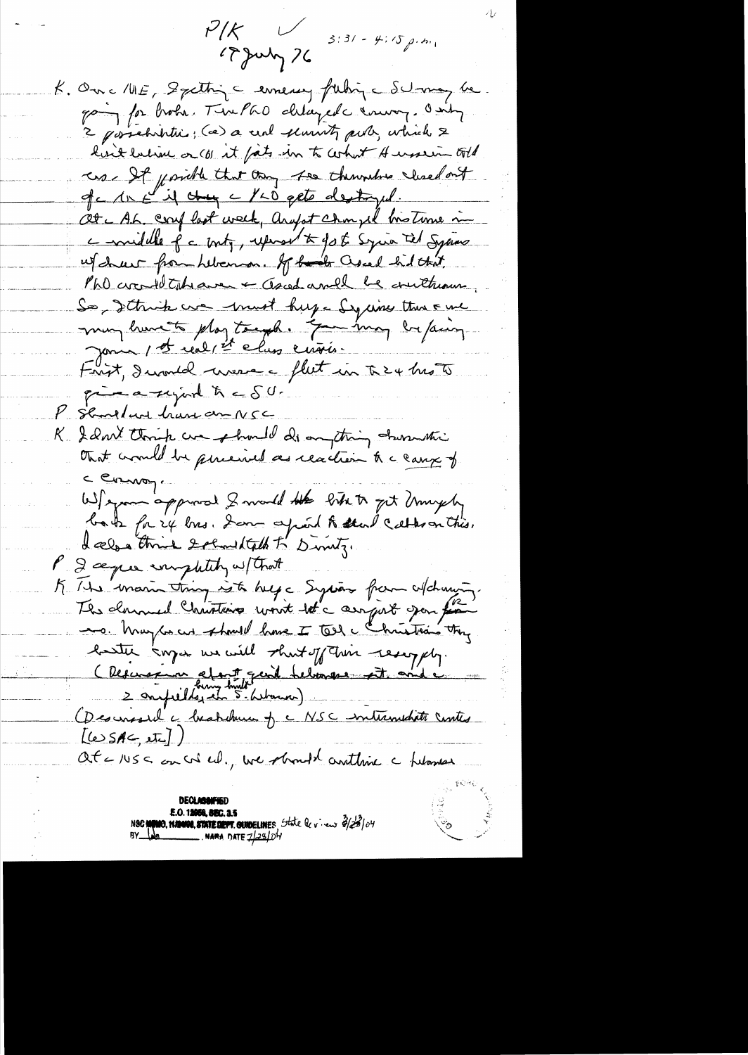P/K ✓ 17 July 76 3:31 - 4:15 p.m.

K. On the ME, I getting the evening [?] the SU may be going for broke. The PLO delayed the convoy. Only 2 possibilities: (a) a real security problem, which I don't believe or (b) it fits in to what Assad told us. It's possible that they see themselves closed out of the ME if they & PLO gets destroyed.

At the AL conf last week, Arafat changed his tune in the middle of the meeting, agreed to get Syria to let Syrians withdraw from Lebanon. If Assad did that, PLO would take over & Assad would be overthrown. So, I think we must keep the Syrians there & we may have to play tough. You may be facing your 1st real, 1st class crisis.

First, I would move the fleet in the 24 hrs to give a signal to the SU.

P. Should we have an NSC

K. I don't think we should do anything dramatic that would be perceived as reaction to the cause of the convoy.

W/your approval I would like to get Murphy back for 24 hrs. I am afraid to send cables on this. I also think I should talk to Dinitz.

P. I agree completely w/that

K. The main thing is to keep the Syrians from w/drawing. The damned Christians won't let the airport open for the [?] us. Maybe we should have I tell the Christians they better [?] we will shut off their resupply. (Discussion about [?] between it and the 2 airfields being built in S. Lebanon)

(Discussed the breakdown of the NSC intermediate contacts [(SAC, etc.)])

At the NSC on Wed., we should outline the Lebanese

DECLASSIFIED
E.O. 12958, SEC. 3.5
NSC MEMO, 11/24/98, STATE DEPT. GUIDELINES State Review 3/23/04
BY [?] NARA DATE 7/28/04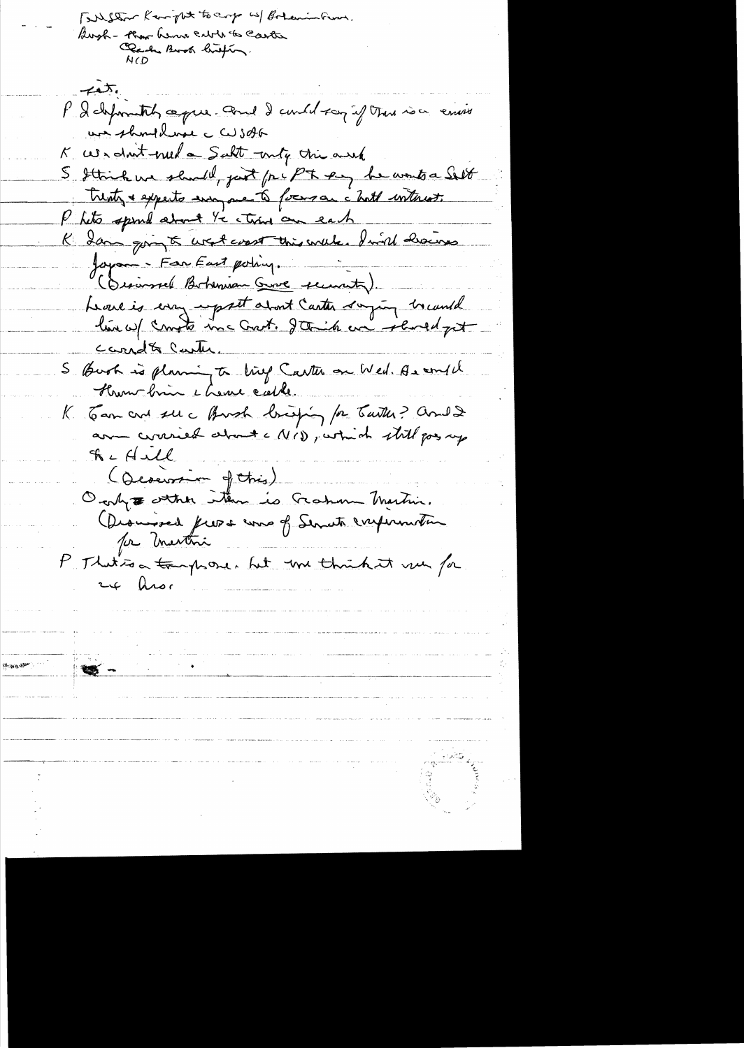Brezhnev Knight to accompany w/ Bohemian Grove.
Bush – then have cable to Carter
Charles Bush briefing.
NCD

Ext.

P I definitely agree. And I could say if there is a crisis we should use c WSAG

K We don't need a Salt mtg this week

S I think we should, just for c P to say he wants a Salt treaty & experts on way out to focus on c Salt interest.

P Like to spend about ½ c time on each

K I am going to west coast this week. I will discuss Japan – Far East policy.
(Discussed Bohemian Grove security).
Leone is very upset about Carter saying he would like w/ Cmoto in c Govt. I think we should get c word to Carter.

S Bush is planning to brief Carter on Wed. He could throw him a home cable.

K Can we see c Bush briefing for Carter? And I am worried about c NCD, which still goes up to c Hill
(Discussion of this)
Only other item is Graham Martin.
(Discussed pros & cons of Senate confirmation for Martin

P That's a toughy one. But we think it over for 24 hrs.